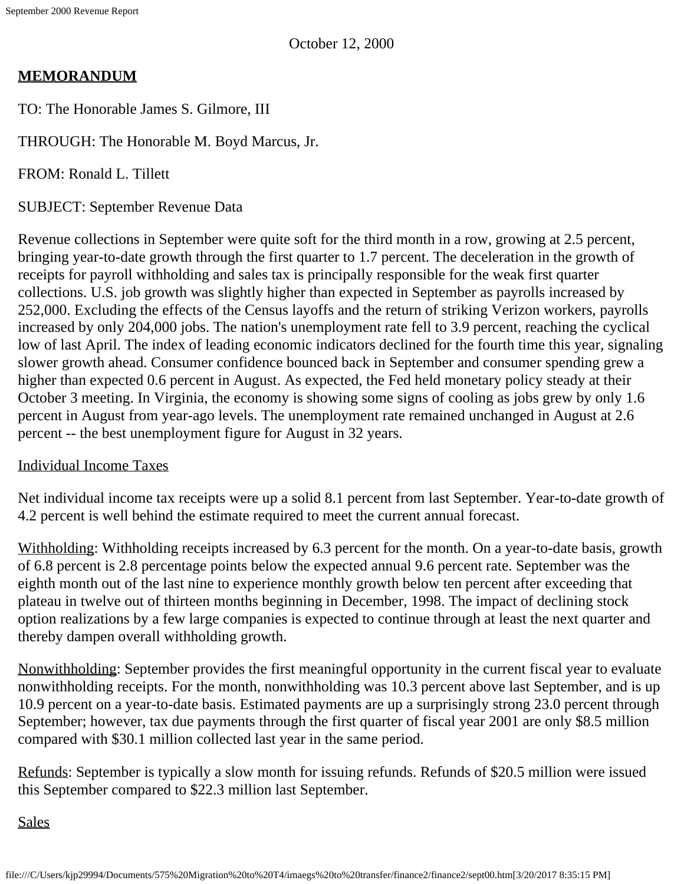October 12, 2000

**MEMORANDUM**

TO: The Honorable James S. Gilmore, III

THROUGH: The Honorable M. Boyd Marcus, Jr.

FROM: Ronald L. Tillett

SUBJECT: September Revenue Data

Revenue collections in September were quite soft for the third month in a row, growing at 2.5 percent, bringing year-to-date growth through the first quarter to 1.7 percent. The deceleration in the growth of receipts for payroll withholding and sales tax is principally responsible for the weak first quarter collections. U.S. job growth was slightly higher than expected in September as payrolls increased by 252,000. Excluding the effects of the Census layoffs and the return of striking Verizon workers, payrolls increased by only 204,000 jobs. The nation's unemployment rate fell to 3.9 percent, reaching the cyclical low of last April. The index of leading economic indicators declined for the fourth time this year, signaling slower growth ahead. Consumer confidence bounced back in September and consumer spending grew a higher than expected 0.6 percent in August. As expected, the Fed held monetary policy steady at their October 3 meeting. In Virginia, the economy is showing some signs of cooling as jobs grew by only 1.6 percent in August from year-ago levels. The unemployment rate remained unchanged in August at 2.6 percent -- the best unemployment figure for August in 32 years.

Individual Income Taxes

Net individual income tax receipts were up a solid 8.1 percent from last September. Year-to-date growth of 4.2 percent is well behind the estimate required to meet the current annual forecast.

Withholding: Withholding receipts increased by 6.3 percent for the month. On a year-to-date basis, growth of 6.8 percent is 2.8 percentage points below the expected annual 9.6 percent rate. September was the eighth month out of the last nine to experience monthly growth below ten percent after exceeding that plateau in twelve out of thirteen months beginning in December, 1998. The impact of declining stock option realizations by a few large companies is expected to continue through at least the next quarter and thereby dampen overall withholding growth.

Nonwithholding: September provides the first meaningful opportunity in the current fiscal year to evaluate nonwithholding receipts. For the month, nonwithholding was 10.3 percent above last September, and is up 10.9 percent on a year-to-date basis. Estimated payments are up a surprisingly strong 23.0 percent through September; however, tax due payments through the first quarter of fiscal year 2001 are only $8.5 million compared with $30.1 million collected last year in the same period.

Refunds: September is typically a slow month for issuing refunds. Refunds of $20.5 million were issued this September compared to $22.3 million last September.

Sales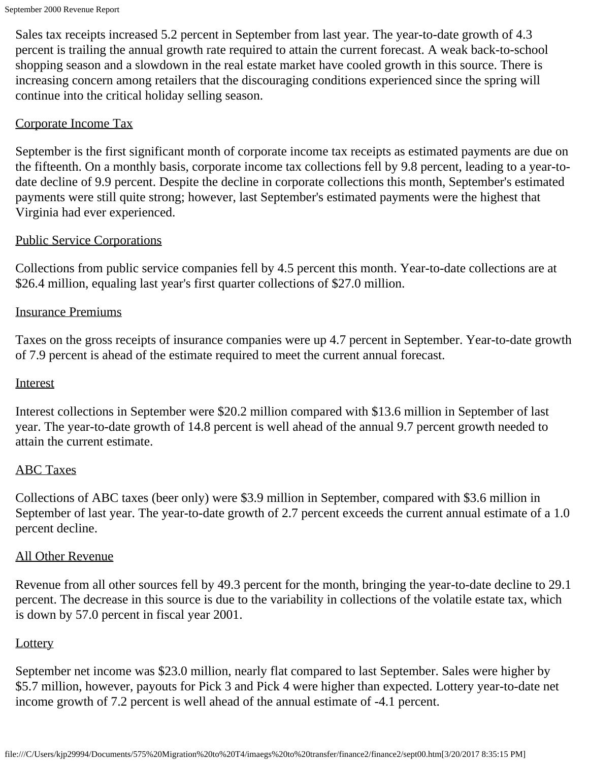Sales tax receipts increased 5.2 percent in September from last year. The year-to-date growth of 4.3 percent is trailing the annual growth rate required to attain the current forecast. A weak back-to-school shopping season and a slowdown in the real estate market have cooled growth in this source. There is increasing concern among retailers that the discouraging conditions experienced since the spring will continue into the critical holiday selling season.

## Corporate Income Tax

September is the first significant month of corporate income tax receipts as estimated payments are due on the fifteenth. On a monthly basis, corporate income tax collections fell by 9.8 percent, leading to a year-to-date decline of 9.9 percent. Despite the decline in corporate collections this month, September's estimated payments were still quite strong; however, last September's estimated payments were the highest that Virginia had ever experienced.

## Public Service Corporations

Collections from public service companies fell by 4.5 percent this month. Year-to-date collections are at $26.4 million, equaling last year's first quarter collections of $27.0 million.

## Insurance Premiums

Taxes on the gross receipts of insurance companies were up 4.7 percent in September. Year-to-date growth of 7.9 percent is ahead of the estimate required to meet the current annual forecast.

## Interest

Interest collections in September were $20.2 million compared with $13.6 million in September of last year. The year-to-date growth of 14.8 percent is well ahead of the annual 9.7 percent growth needed to attain the current estimate.

## ABC Taxes

Collections of ABC taxes (beer only) were $3.9 million in September, compared with $3.6 million in September of last year. The year-to-date growth of 2.7 percent exceeds the current annual estimate of a 1.0 percent decline.

## All Other Revenue

Revenue from all other sources fell by 49.3 percent for the month, bringing the year-to-date decline to 29.1 percent. The decrease in this source is due to the variability in collections of the volatile estate tax, which is down by 57.0 percent in fiscal year 2001.

## Lottery

September net income was $23.0 million, nearly flat compared to last September. Sales were higher by $5.7 million, however, payouts for Pick 3 and Pick 4 were higher than expected. Lottery year-to-date net income growth of 7.2 percent is well ahead of the annual estimate of -4.1 percent.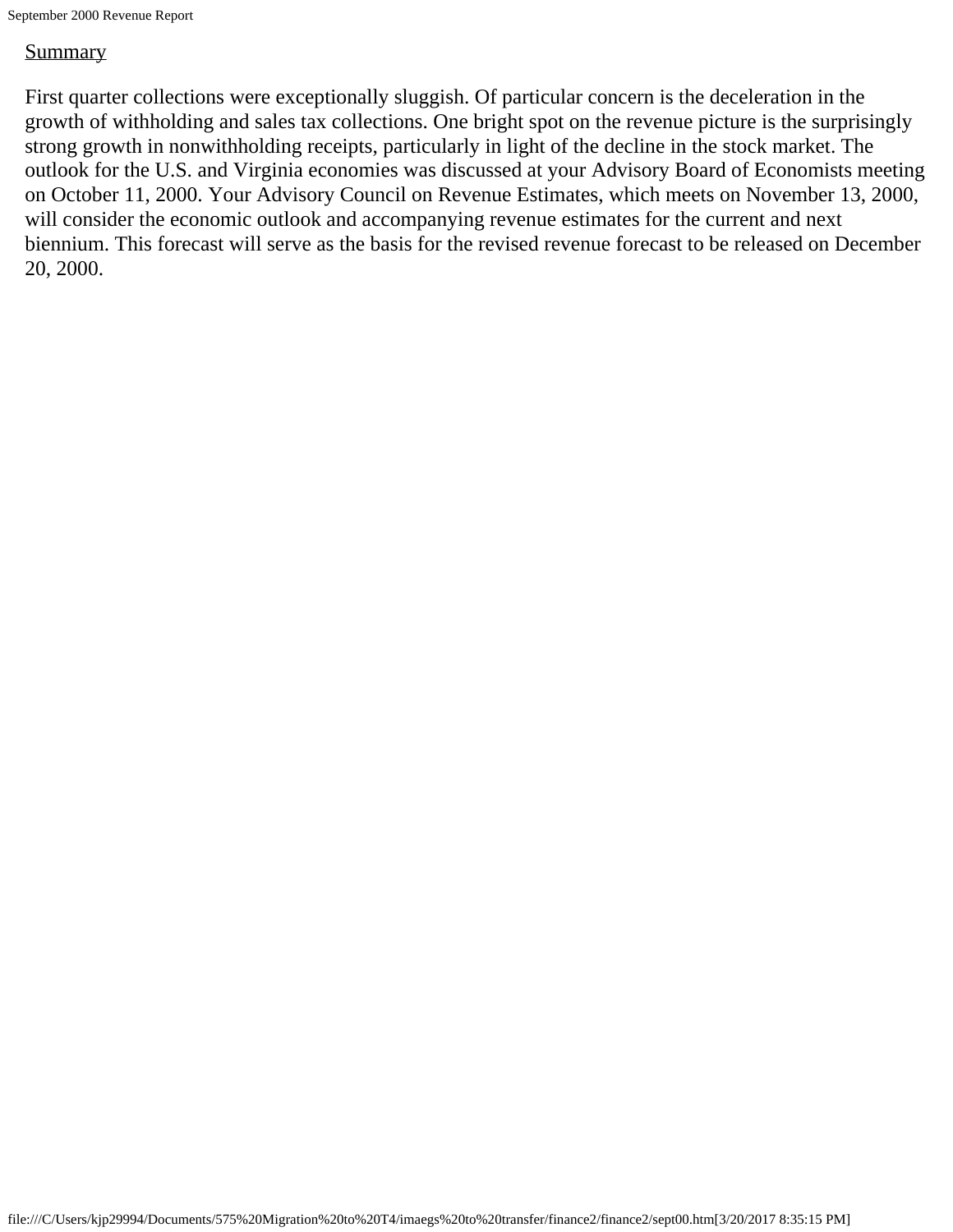Summary

First quarter collections were exceptionally sluggish. Of particular concern is the deceleration in the growth of withholding and sales tax collections. One bright spot on the revenue picture is the surprisingly strong growth in nonwithholding receipts, particularly in light of the decline in the stock market. The outlook for the U.S. and Virginia economies was discussed at your Advisory Board of Economists meeting on October 11, 2000. Your Advisory Council on Revenue Estimates, which meets on November 13, 2000, will consider the economic outlook and accompanying revenue estimates for the current and next biennium. This forecast will serve as the basis for the revised revenue forecast to be released on December 20, 2000.